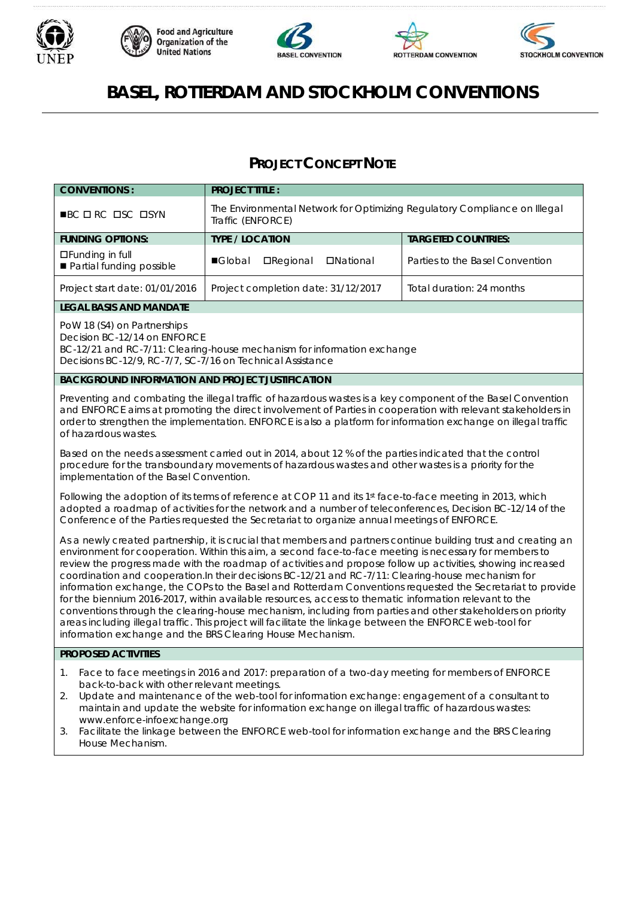# BASEL, ROTTERDAM AND STOCKHOLM CONVENTIONS

## PROJECT CONCEPT NOTE

| CONVENTIONS: | PROJECT TITLE: | |
|---|---|---|
| ■BC ☐ RC ☐SC ☐SYN | The Environmental Network for Optimizing Regulatory Compliance on Illegal Traffic (ENFORCE) | |
| **FUNDING OPTIONS:** | **TYPE / LOCATION** | **TARGETED COUNTRIES:** |
| ☐Funding in full<br>■ Partial funding possible | ■Global ☐Regional ☐National | Parties to the Basel Convention |
| Project start date: 01/01/2016 | Project completion date: 31/12/2017 | Total duration: 24 months |

**LEGAL BASIS AND MANDATE**

PoW 18 (S4) on Partnerships
Decision BC-12/14 on ENFORCE
BC-12/21 and RC-7/11: Clearing-house mechanism for information exchange
Decisions BC-12/9, RC-7/7, SC-7/16 on Technical Assistance

**BACKGROUND INFORMATION AND PROJECT JUSTIFICATION**

Preventing and combating the illegal traffic of hazardous wastes is a key component of the Basel Convention and ENFORCE aims at promoting the direct involvement of Parties in cooperation with relevant stakeholders in order to strengthen the implementation. ENFORCE is also a platform for information exchange on illegal traffic of hazardous wastes.

Based on the needs assessment carried out in 2014, about 12 % of the parties indicated that the control procedure for the transboundary movements of hazardous wastes and other wastes is a priority for the implementation of the Basel Convention.

Following the adoption of its terms of reference at COP 11 and its 1st face-to-face meeting in 2013, which adopted a roadmap of activities for the network and a number of teleconferences, Decision BC-12/14 of the Conference of the Parties requested the Secretariat to organize annual meetings of ENFORCE.

As a newly created partnership, it is crucial that members and partners continue building trust and creating an environment for cooperation. Within this aim, a second face-to-face meeting is necessary for members to review the progress made with the roadmap of activities and propose follow up activities, showing increased coordination and cooperation.In their decisions BC-12/21 and RC-7/11: Clearing-house mechanism for information exchange, the COPs to the Basel and Rotterdam Conventions requested the Secretariat to provide for the biennium 2016-2017, within available resources, access to thematic information relevant to the conventions through the clearing-house mechanism, including from parties and other stakeholders on priority areas including illegal traffic. This project will facilitate the linkage between the ENFORCE web-tool for information exchange and the BRS Clearing House Mechanism.

**PROPOSED ACTIVITIES**

1. Face to face meetings in 2016 and 2017: preparation of a two-day meeting for members of ENFORCE back-to-back with other relevant meetings.
2. Update and maintenance of the web-tool for information exchange: engagement of a consultant to maintain and update the website for information exchange on illegal traffic of hazardous wastes: www.enforce-infoexchange.org
3. Facilitate the linkage between the ENFORCE web-tool for information exchange and the BRS Clearing House Mechanism.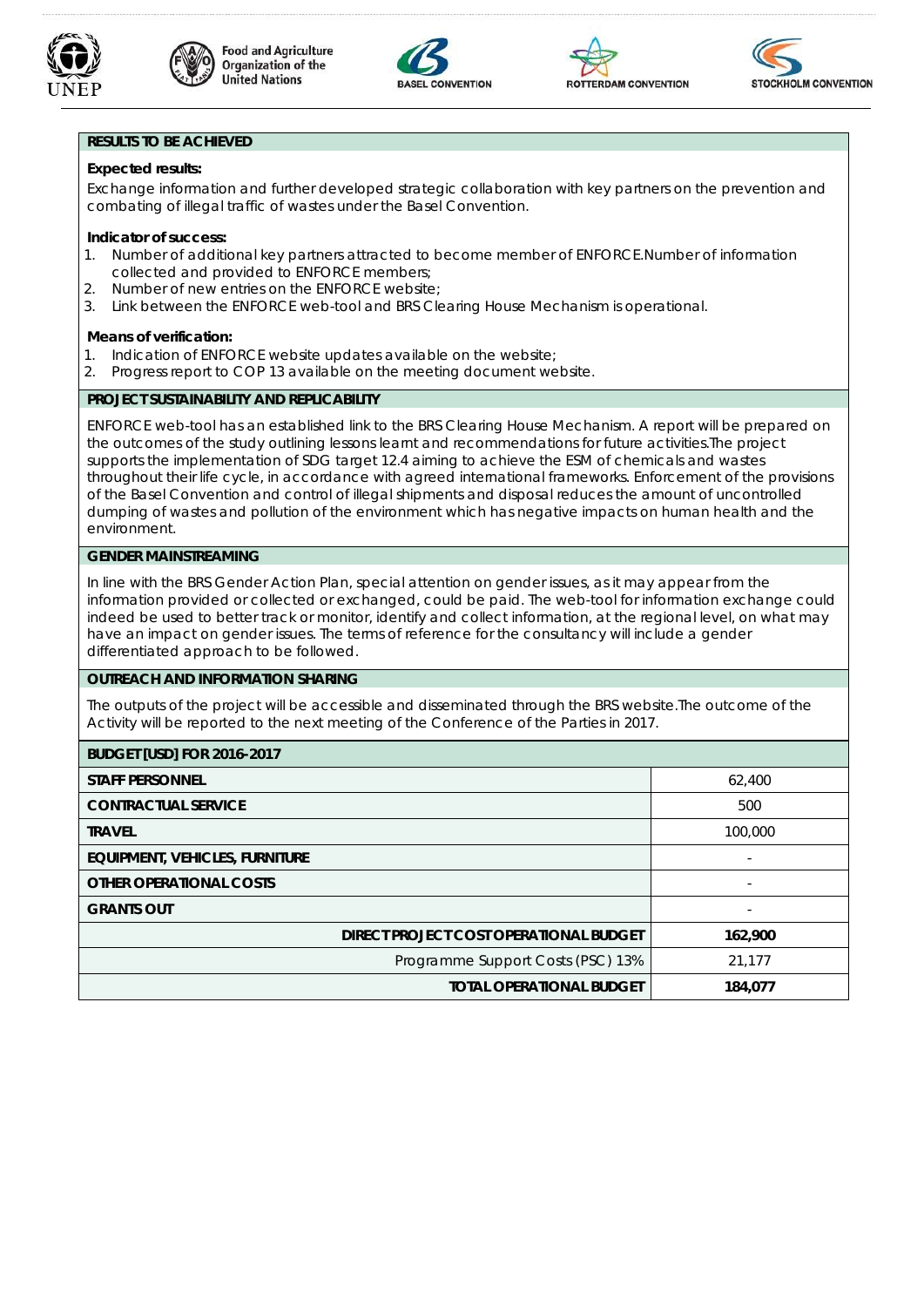## RESULTS TO BE ACHIEVED

**Expected results:**

Exchange information and further developed strategic collaboration with key partners on the prevention and combating of illegal traffic of wastes under the Basel Convention.

**Indicator of success:**

1. Number of additional key partners attracted to become member of ENFORCE.Number of information collected and provided to ENFORCE members;
2. Number of new entries on the ENFORCE website;
3. Link between the ENFORCE web-tool and BRS Clearing House Mechanism is operational.

**Means of verification:**

1. Indication of ENFORCE website updates available on the website;
2. Progress report to COP 13 available on the meeting document website.

## PROJECT SUSTAINABILITY AND REPLICABILITY

ENFORCE web-tool has an established link to the BRS Clearing House Mechanism. A report will be prepared on the outcomes of the study outlining lessons learnt and recommendations for future activities.The project supports the implementation of SDG target 12.4 aiming to achieve the ESM of chemicals and wastes throughout their life cycle, in accordance with agreed international frameworks. Enforcement of the provisions of the Basel Convention and control of illegal shipments and disposal reduces the amount of uncontrolled dumping of wastes and pollution of the environment which has negative impacts on human health and the environment.

## GENDER MAINSTREAMING

In line with the BRS Gender Action Plan, special attention on gender issues, as it may appear from the information provided or collected or exchanged, could be paid. The web-tool for information exchange could indeed be used to better track or monitor, identify and collect information, at the regional level, on what may have an impact on gender issues. The terms of reference for the consultancy will include a gender differentiated approach to be followed.

## OUTREACH AND INFORMATION SHARING

The outputs of the project will be accessible and disseminated through the BRS website.The outcome of the Activity will be reported to the next meeting of the Conference of the Parties in 2017.

| BUDGET [USD] FOR 2016-2017 | |
|---|---|
| STAFF PERSONNEL | 62,400 |
| CONTRACTUAL SERVICE | 500 |
| TRAVEL | 100,000 |
| EQUIPMENT, VEHICLES, FURNITURE | - |
| OTHER OPERATIONAL COSTS | - |
| GRANTS OUT | - |
| **DIRECT PROJECT COST OPERATIONAL BUDGET** | **162,900** |
| Programme Support Costs (PSC) 13% | 21,177 |
| **TOTAL OPERATIONAL BUDGET** | **184,077** |